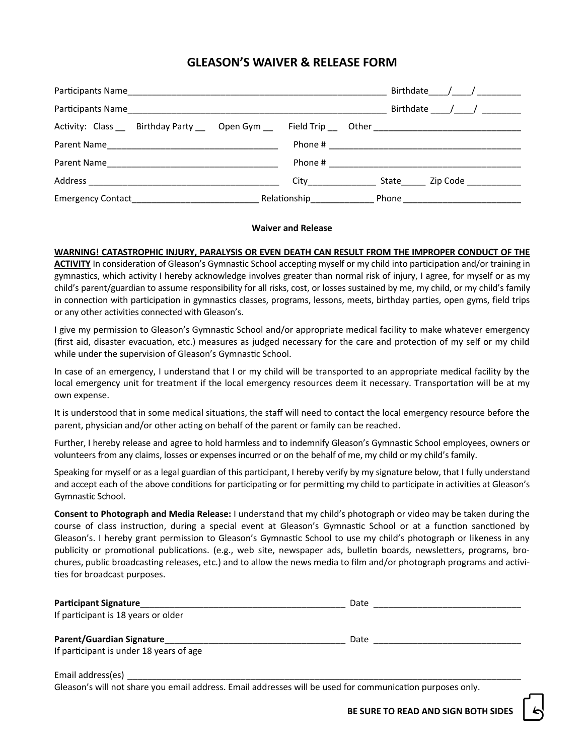# GLEASON'S WAIVER & RELEASE FORM

Participants Name_______________________________________________ Birthdate____/____/ _________

Participants Name_______________________________________________ Birthdate ____/____/ ________

Activity: Class __ Birthday Party __ Open Gym __ Field Trip __ Other ____________________________

Parent Name_________________________________ Phone # ______________________________________

Parent Name_________________________________ Phone # ______________________________________

Address ______________________________________ City______________ State_____ Zip Code ___________

Emergency Contact_________________________ Relationship_____________ Phone ________________________

**Waiver and Release**

**WARNING! CATASTROPHIC INJURY, PARALYSIS OR EVEN DEATH CAN RESULT FROM THE IMPROPER CONDUCT OF THE ACTIVITY** In consideration of Gleason's Gymnastic School accepting myself or my child into participation and/or training in gymnastics, which activity I hereby acknowledge involves greater than normal risk of injury, I agree, for myself or as my child's parent/guardian to assume responsibility for all risks, cost, or losses sustained by me, my child, or my child's family in connection with participation in gymnastics classes, programs, lessons, meets, birthday parties, open gyms, field trips or any other activities connected with Gleason's.

I give my permission to Gleason's Gymnastic School and/or appropriate medical facility to make whatever emergency (first aid, disaster evacuation, etc.) measures as judged necessary for the care and protection of my self or my child while under the supervision of Gleason's Gymnastic School.

In case of an emergency, I understand that I or my child will be transported to an appropriate medical facility by the local emergency unit for treatment if the local emergency resources deem it necessary. Transportation will be at my own expense.

It is understood that in some medical situations, the staff will need to contact the local emergency resource before the parent, physician and/or other acting on behalf of the parent or family can be reached.

Further, I hereby release and agree to hold harmless and to indemnify Gleason's Gymnastic School employees, owners or volunteers from any claims, losses or expenses incurred or on the behalf of me, my child or my child's family.

Speaking for myself or as a legal guardian of this participant, I hereby verify by my signature below, that I fully understand and accept each of the above conditions for participating or for permitting my child to participate in activities at Gleason's Gymnastic School.

**Consent to Photograph and Media Release:** I understand that my child's photograph or video may be taken during the course of class instruction, during a special event at Gleason's Gymnastic School or at a function sanctioned by Gleason's. I hereby grant permission to Gleason's Gymnastic School to use my child's photograph or likeness in any publicity or promotional publications. (e.g., web site, newspaper ads, bulletin boards, newsletters, programs, brochures, public broadcasting releases, etc.) and to allow the news media to film and/or photograph programs and activities for broadcast purposes.

**Participant Signature**__________________________________________ Date ______________________________
If participant is 18 years or older

**Parent/Guardian Signature**_____________________________________ Date ______________________________
If participant is under 18 years of age

Email address(es) _____________________________________________________________________________
Gleason's will not share you email address. Email addresses will be used for communication purposes only.

**BE SURE TO READ AND SIGN BOTH SIDES**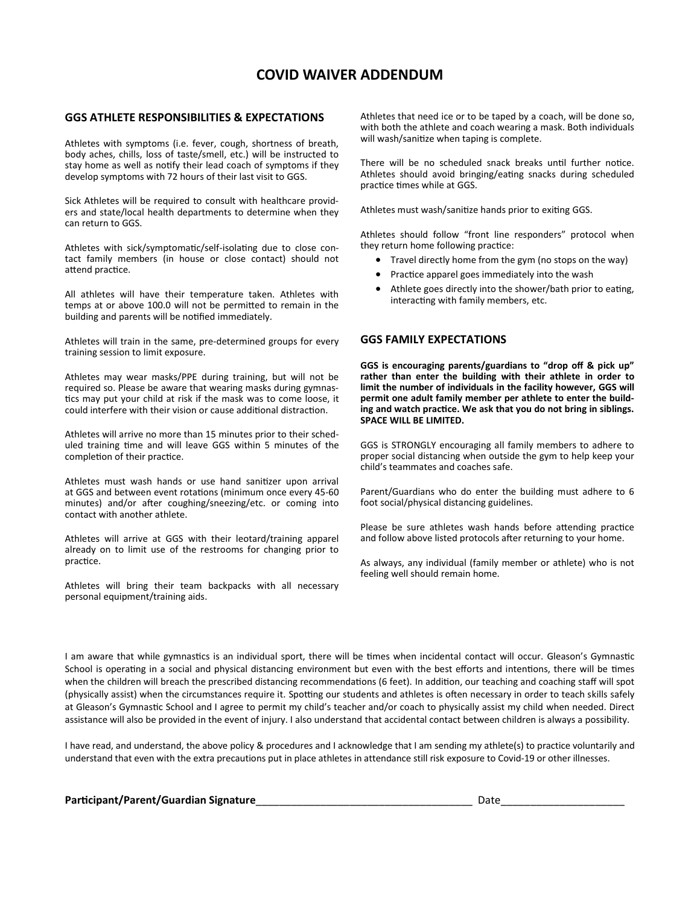# COVID WAIVER ADDENDUM

## GGS ATHLETE RESPONSIBILITIES & EXPECTATIONS

Athletes with symptoms (i.e. fever, cough, shortness of breath, body aches, chills, loss of taste/smell, etc.) will be instructed to stay home as well as notify their lead coach of symptoms if they develop symptoms with 72 hours of their last visit to GGS.

Sick Athletes will be required to consult with healthcare providers and state/local health departments to determine when they can return to GGS.

Athletes with sick/symptomatic/self-isolating due to close contact family members (in house or close contact) should not attend practice.

All athletes will have their temperature taken. Athletes with temps at or above 100.0 will not be permitted to remain in the building and parents will be notified immediately.

Athletes will train in the same, pre-determined groups for every training session to limit exposure.

Athletes may wear masks/PPE during training, but will not be required so. Please be aware that wearing masks during gymnastics may put your child at risk if the mask was to come loose, it could interfere with their vision or cause additional distraction.

Athletes will arrive no more than 15 minutes prior to their scheduled training time and will leave GGS within 5 minutes of the completion of their practice.

Athletes must wash hands or use hand sanitizer upon arrival at GGS and between event rotations (minimum once every 45-60 minutes) and/or after coughing/sneezing/etc. or coming into contact with another athlete.

Athletes will arrive at GGS with their leotard/training apparel already on to limit use of the restrooms for changing prior to practice.

Athletes will bring their team backpacks with all necessary personal equipment/training aids.

Athletes that need ice or to be taped by a coach, will be done so, with both the athlete and coach wearing a mask. Both individuals will wash/sanitize when taping is complete.

There will be no scheduled snack breaks until further notice. Athletes should avoid bringing/eating snacks during scheduled practice times while at GGS.

Athletes must wash/sanitize hands prior to exiting GGS.

Athletes should follow "front line responders" protocol when they return home following practice:

- Travel directly home from the gym (no stops on the way)
- Practice apparel goes immediately into the wash
- Athlete goes directly into the shower/bath prior to eating, interacting with family members, etc.

## GGS FAMILY EXPECTATIONS

**GGS is encouraging parents/guardians to "drop off & pick up" rather than enter the building with their athlete in order to limit the number of individuals in the facility however, GGS will permit one adult family member per athlete to enter the building and watch practice. We ask that you do not bring in siblings. SPACE WILL BE LIMITED.**

GGS is STRONGLY encouraging all family members to adhere to proper social distancing when outside the gym to help keep your child's teammates and coaches safe.

Parent/Guardians who do enter the building must adhere to 6 foot social/physical distancing guidelines.

Please be sure athletes wash hands before attending practice and follow above listed protocols after returning to your home.

As always, any individual (family member or athlete) who is not feeling well should remain home.

I am aware that while gymnastics is an individual sport, there will be times when incidental contact will occur. Gleason's Gymnastic School is operating in a social and physical distancing environment but even with the best efforts and intentions, there will be times when the children will breach the prescribed distancing recommendations (6 feet). In addition, our teaching and coaching staff will spot (physically assist) when the circumstances require it. Spotting our students and athletes is often necessary in order to teach skills safely at Gleason's Gymnastic School and I agree to permit my child's teacher and/or coach to physically assist my child when needed. Direct assistance will also be provided in the event of injury. I also understand that accidental contact between children is always a possibility.

I have read, and understand, the above policy & procedures and I acknowledge that I am sending my athlete(s) to practice voluntarily and understand that even with the extra precautions put in place athletes in attendance still risk exposure to Covid-19 or other illnesses.

**Participant/Parent/Guardian Signature**_____________________________________ Date_____________________